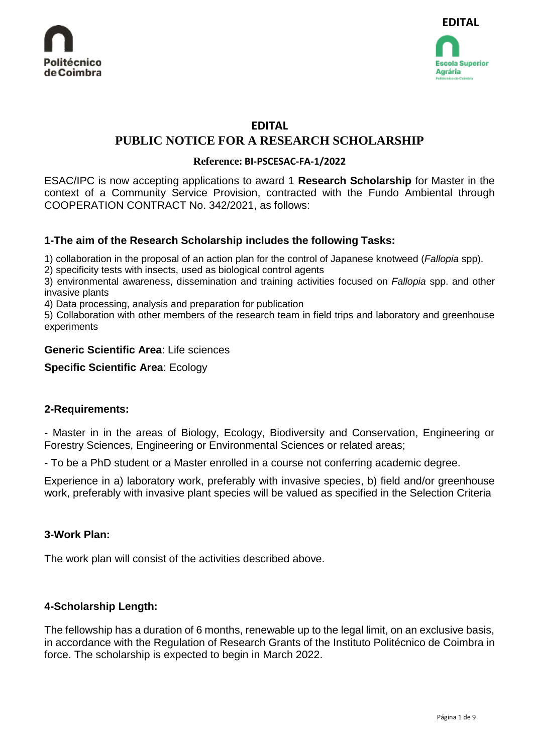# EDITAL

# PUBLIC NOTICE FOR A RESEARCH SCHOLARSHIP

**Reference: BI-PSCESAC-FA-1/2022**

ESAC/IPC is now accepting applications to award 1 **Research Scholarship** for Master in the context of a Community Service Provision, contracted with the Fundo Ambiental through COOPERATION CONTRACT No. 342/2021, as follows:

## 1-The aim of the Research Scholarship includes the following Tasks:

1) collaboration in the proposal of an action plan for the control of Japanese knotweed (*Fallopia* spp).
2) specificity tests with insects, used as biological control agents
3) environmental awareness, dissemination and training activities focused on *Fallopia* spp. and other invasive plants
4) Data processing, analysis and preparation for publication
5) Collaboration with other members of the research team in field trips and laboratory and greenhouse experiments

**Generic Scientific Area**: Life sciences

**Specific Scientific Area**: Ecology

## 2-Requirements:

- Master in in the areas of Biology, Ecology, Biodiversity and Conservation, Engineering or Forestry Sciences, Engineering or Environmental Sciences or related areas;

- To be a PhD student or a Master enrolled in a course not conferring academic degree.

Experience in a) laboratory work, preferably with invasive species, b) field and/or greenhouse work, preferably with invasive plant species will be valued as specified in the Selection Criteria

## 3-Work Plan:

The work plan will consist of the activities described above.

## 4-Scholarship Length:

The fellowship has a duration of 6 months, renewable up to the legal limit, on an exclusive basis, in accordance with the Regulation of Research Grants of the Instituto Politécnico de Coimbra in force. The scholarship is expected to begin in March 2022.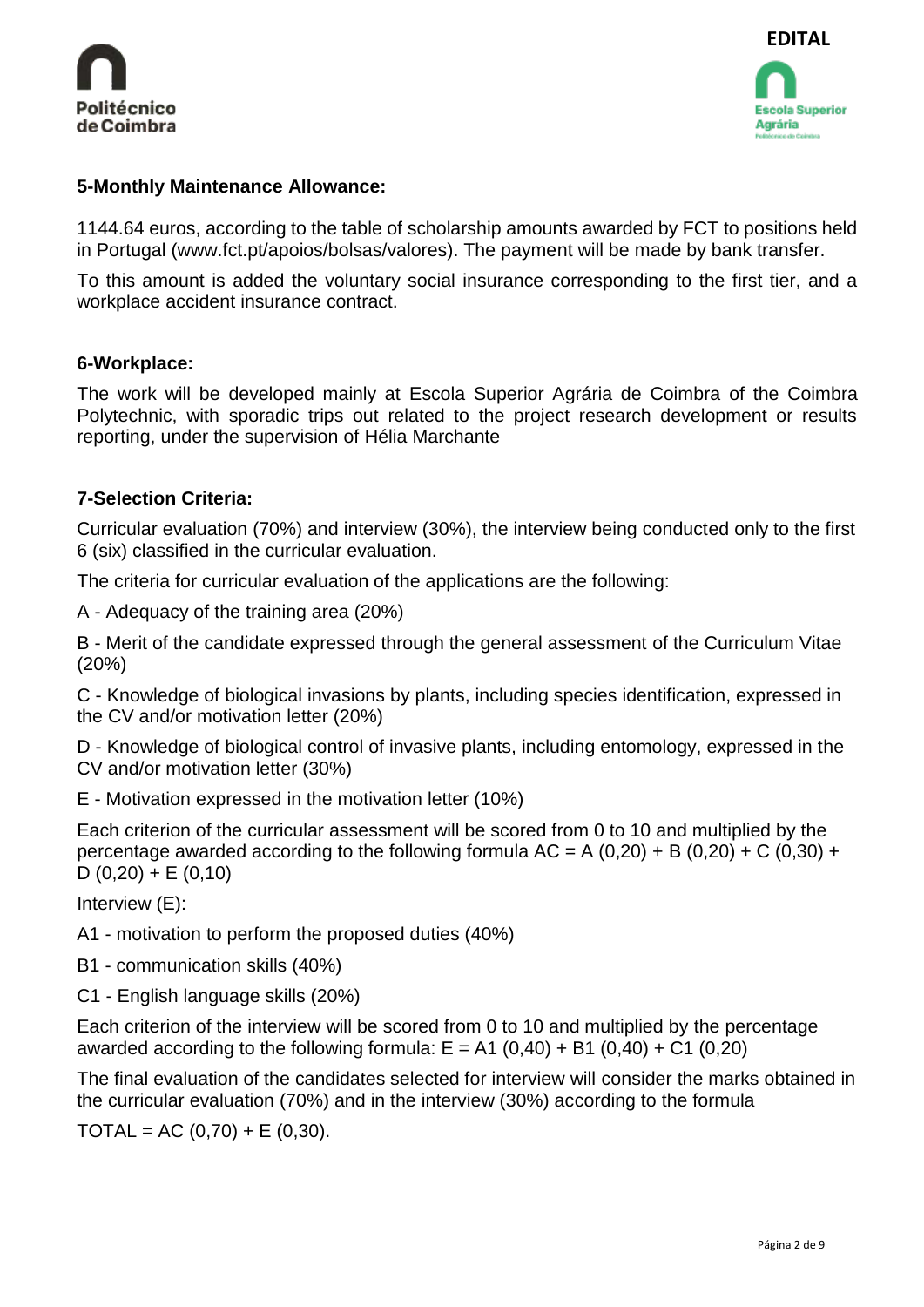### 5-Monthly Maintenance Allowance:

1144.64 euros, according to the table of scholarship amounts awarded by FCT to positions held in Portugal (www.fct.pt/apoios/bolsas/valores). The payment will be made by bank transfer.

To this amount is added the voluntary social insurance corresponding to the first tier, and a workplace accident insurance contract.

### 6-Workplace:

The work will be developed mainly at Escola Superior Agrária de Coimbra of the Coimbra Polytechnic, with sporadic trips out related to the project research development or results reporting, under the supervision of Hélia Marchante

### 7-Selection Criteria:

Curricular evaluation (70%) and interview (30%), the interview being conducted only to the first 6 (six) classified in the curricular evaluation.

The criteria for curricular evaluation of the applications are the following:

A - Adequacy of the training area (20%)

B - Merit of the candidate expressed through the general assessment of the Curriculum Vitae (20%)

C - Knowledge of biological invasions by plants, including species identification, expressed in the CV and/or motivation letter (20%)

D - Knowledge of biological control of invasive plants, including entomology, expressed in the CV and/or motivation letter (30%)

E - Motivation expressed in the motivation letter (10%)

Each criterion of the curricular assessment will be scored from 0 to 10 and multiplied by the percentage awarded according to the following formula AC = A (0,20) + B (0,20) + C (0,30) + D (0,20) + E (0,10)

Interview (E):

A1 - motivation to perform the proposed duties (40%)

B1 - communication skills (40%)

C1 - English language skills (20%)

Each criterion of the interview will be scored from 0 to 10 and multiplied by the percentage awarded according to the following formula: E = A1 (0,40) + B1 (0,40) + C1 (0,20)

The final evaluation of the candidates selected for interview will consider the marks obtained in the curricular evaluation (70%) and in the interview (30%) according to the formula

TOTAL = AC (0,70) + E (0,30).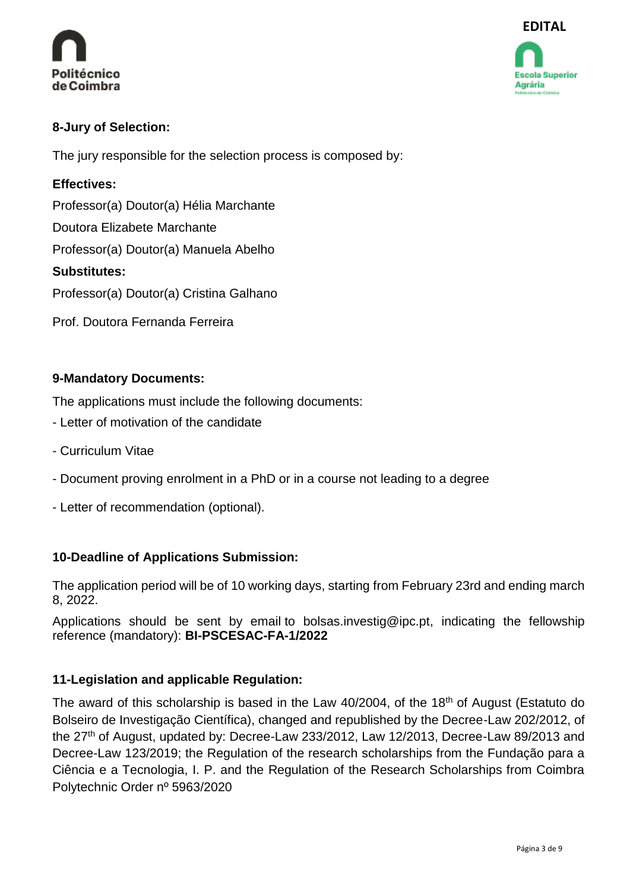## 8-Jury of Selection:

The jury responsible for the selection process is composed by:

**Effectives:**

Professor(a) Doutor(a) Hélia Marchante

Doutora Elizabete Marchante

Professor(a) Doutor(a) Manuela Abelho

**Substitutes:**

Professor(a) Doutor(a) Cristina Galhano

Prof. Doutora Fernanda Ferreira

## 9-Mandatory Documents:

The applications must include the following documents:

- Letter of motivation of the candidate
- Curriculum Vitae
- Document proving enrolment in a PhD or in a course not leading to a degree
- Letter of recommendation (optional).

## 10-Deadline of Applications Submission:

The application period will be of 10 working days, starting from February 23rd and ending march 8, 2022.

Applications should be sent by email to bolsas.investig@ipc.pt, indicating the fellowship reference (mandatory): **BI-PSCESAC-FA-1/2022**

## 11-Legislation and applicable Regulation:

The award of this scholarship is based in the Law 40/2004, of the 18th of August (Estatuto do Bolseiro de Investigação Científica), changed and republished by the Decree-Law 202/2012, of the 27th of August, updated by: Decree-Law 233/2012, Law 12/2013, Decree-Law 89/2013 and Decree-Law 123/2019; the Regulation of the research scholarships from the Fundação para a Ciência e a Tecnologia, I. P. and the Regulation of the Research Scholarships from Coimbra Polytechnic Order nº 5963/2020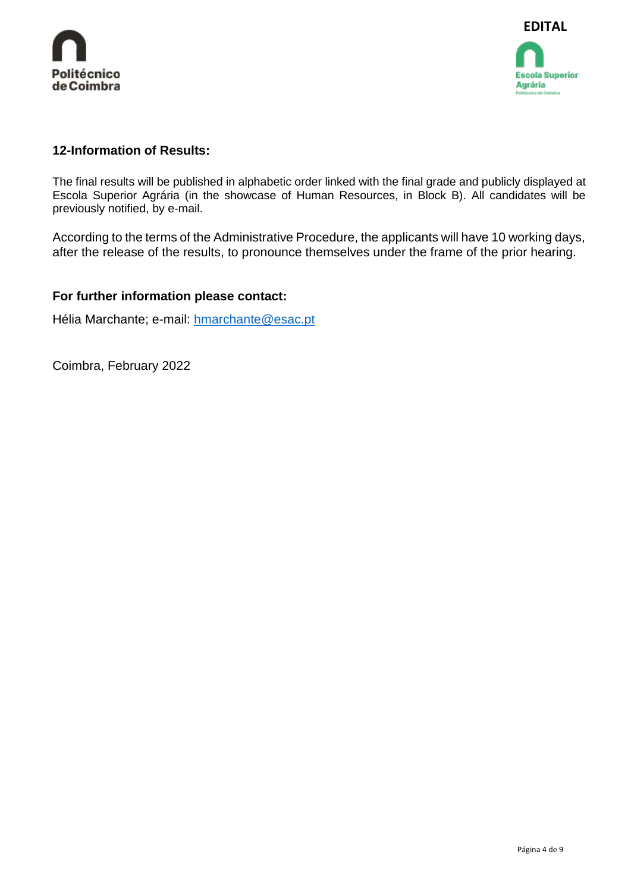## 12-Information of Results:

The final results will be published in alphabetic order linked with the final grade and publicly displayed at Escola Superior Agrária (in the showcase of Human Resources, in Block B). All candidates will be previously notified, by e-mail.

According to the terms of the Administrative Procedure, the applicants will have 10 working days, after the release of the results, to pronounce themselves under the frame of the prior hearing.

## For further information please contact:

Hélia Marchante; e-mail: hmarchante@esac.pt

Coimbra, February 2022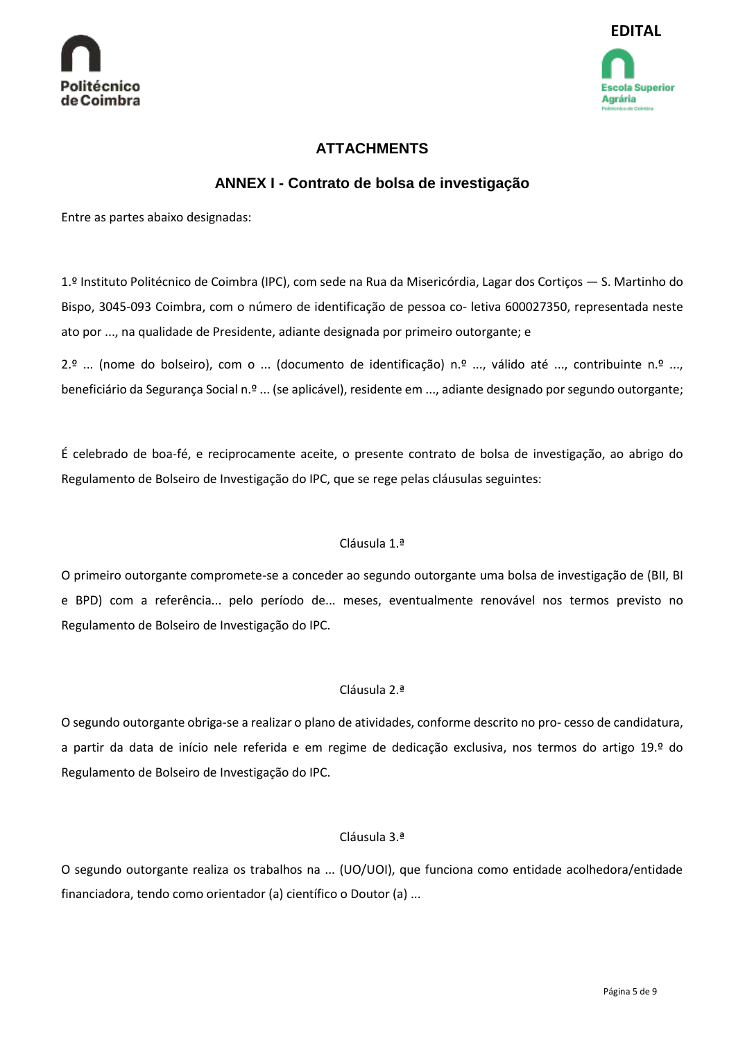## ATTACHMENTS

### ANNEX I - Contrato de bolsa de investigação

Entre as partes abaixo designadas:

1.º Instituto Politécnico de Coimbra (IPC), com sede na Rua da Misericórdia, Lagar dos Cortiços — S. Martinho do Bispo, 3045-093 Coimbra, com o número de identificação de pessoa co- letiva 600027350, representada neste ato por ..., na qualidade de Presidente, adiante designada por primeiro outorgante; e

2.º ... (nome do bolseiro), com o ... (documento de identificação) n.º ..., válido até ..., contribuinte n.º ..., beneficiário da Segurança Social n.º ... (se aplicável), residente em ..., adiante designado por segundo outorgante;

É celebrado de boa-fé, e reciprocamente aceite, o presente contrato de bolsa de investigação, ao abrigo do Regulamento de Bolseiro de Investigação do IPC, que se rege pelas cláusulas seguintes:

Cláusula 1.ª

O primeiro outorgante compromete-se a conceder ao segundo outorgante uma bolsa de investigação de (BII, BI e BPD) com a referência... pelo período de... meses, eventualmente renovável nos termos previsto no Regulamento de Bolseiro de Investigação do IPC.

Cláusula 2.ª

O segundo outorgante obriga-se a realizar o plano de atividades, conforme descrito no pro- cesso de candidatura, a partir da data de início nele referida e em regime de dedicação exclusiva, nos termos do artigo 19.º do Regulamento de Bolseiro de Investigação do IPC.

Cláusula 3.ª

O segundo outorgante realiza os trabalhos na ... (UO/UOI), que funciona como entidade acolhedora/entidade financiadora, tendo como orientador (a) científico o Doutor (a) ...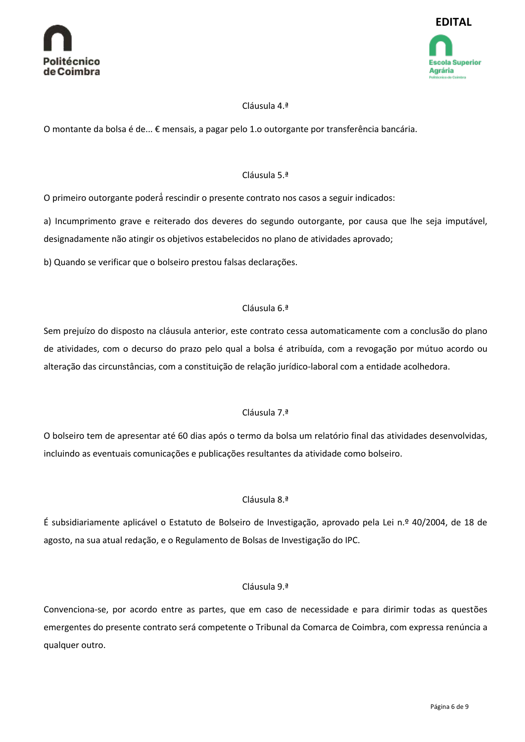Cláusula 4.ª

O montante da bolsa é de... € mensais, a pagar pelo 1.o outorgante por transferência bancária.

Cláusula 5.ª

O primeiro outorgante poderá rescindir o presente contrato nos casos a seguir indicados:

a) Incumprimento grave e reiterado dos deveres do segundo outorgante, por causa que lhe seja imputável, designadamente não atingir os objetivos estabelecidos no plano de atividades aprovado;

b) Quando se verificar que o bolseiro prestou falsas declarações.

Cláusula 6.ª

Sem prejuízo do disposto na cláusula anterior, este contrato cessa automaticamente com a conclusão do plano de atividades, com o decurso do prazo pelo qual a bolsa é atribuída, com a revogação por mútuo acordo ou alteração das circunstâncias, com a constituição de relação jurídico-laboral com a entidade acolhedora.

Cláusula 7.ª

O bolseiro tem de apresentar até 60 dias após o termo da bolsa um relatório final das atividades desenvolvidas, incluindo as eventuais comunicações e publicações resultantes da atividade como bolseiro.

Cláusula 8.ª

É subsidiariamente aplicável o Estatuto de Bolseiro de Investigação, aprovado pela Lei n.º 40/2004, de 18 de agosto, na sua atual redação, e o Regulamento de Bolsas de Investigação do IPC.

Cláusula 9.ª

Convenciona-se, por acordo entre as partes, que em caso de necessidade e para dirimir todas as questões emergentes do presente contrato será competente o Tribunal da Comarca de Coimbra, com expressa renúncia a qualquer outro.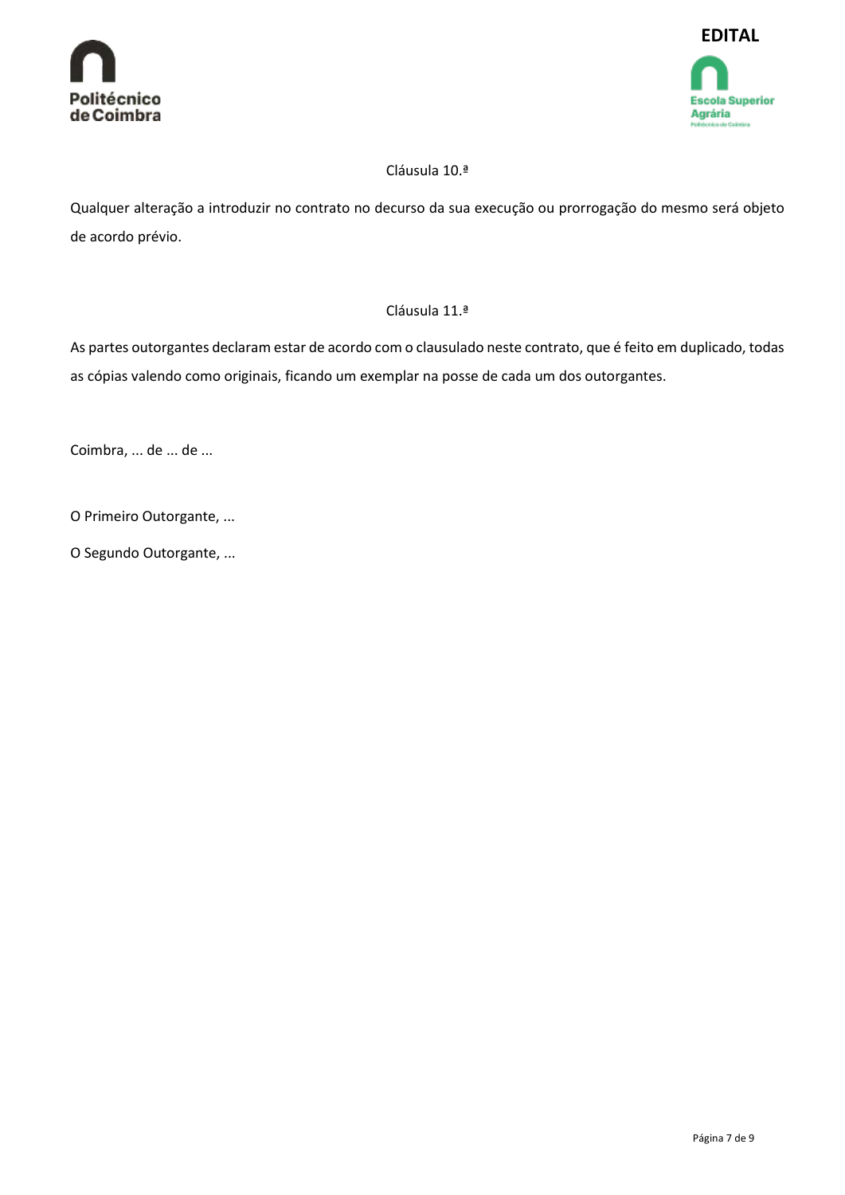Cláusula 10.ª

Qualquer alteração a introduzir no contrato no decurso da sua execução ou prorrogação do mesmo será objeto de acordo prévio.

Cláusula 11.ª

As partes outorgantes declaram estar de acordo com o clausulado neste contrato, que é feito em duplicado, todas as cópias valendo como originais, ficando um exemplar na posse de cada um dos outorgantes.

Coimbra, ... de ... de ...

O Primeiro Outorgante, ...

O Segundo Outorgante, ...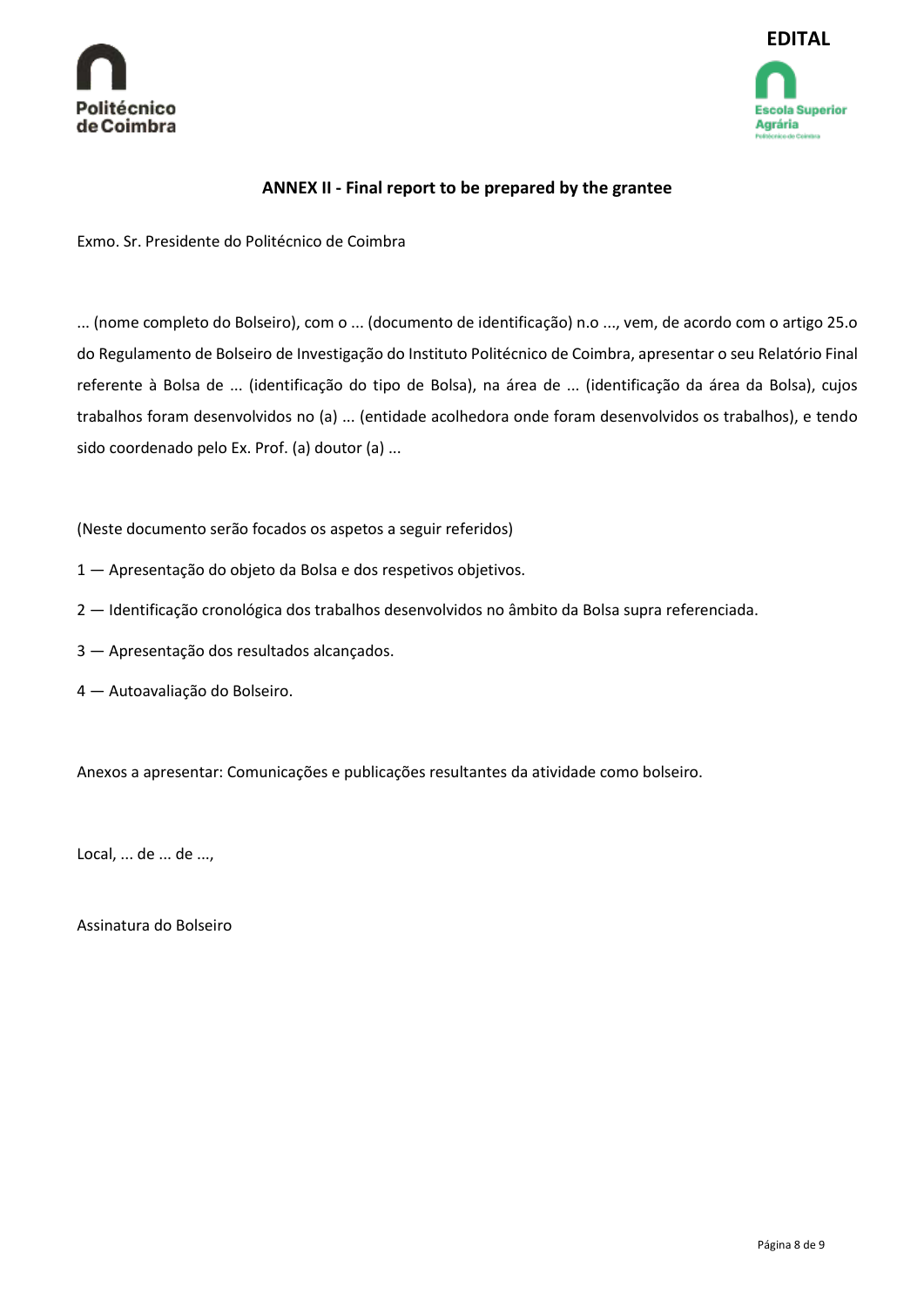EDITAL

## ANNEX II - Final report to be prepared by the grantee

Exmo. Sr. Presidente do Politécnico de Coimbra

... (nome completo do Bolseiro), com o ... (documento de identificação) n.o ..., vem, de acordo com o artigo 25.o do Regulamento de Bolseiro de Investigação do Instituto Politécnico de Coimbra, apresentar o seu Relatório Final referente à Bolsa de ... (identificação do tipo de Bolsa), na área de ... (identificação da área da Bolsa), cujos trabalhos foram desenvolvidos no (a) ... (entidade acolhedora onde foram desenvolvidos os trabalhos), e tendo sido coordenado pelo Ex. Prof. (a) doutor (a) ...

(Neste documento serão focados os aspetos a seguir referidos)

1 — Apresentação do objeto da Bolsa e dos respetivos objetivos.

2 — Identificação cronológica dos trabalhos desenvolvidos no âmbito da Bolsa supra referenciada.

3 — Apresentação dos resultados alcançados.

4 — Autoavaliação do Bolseiro.

Anexos a apresentar: Comunicações e publicações resultantes da atividade como bolseiro.

Local, ... de ... de ...,

Assinatura do Bolseiro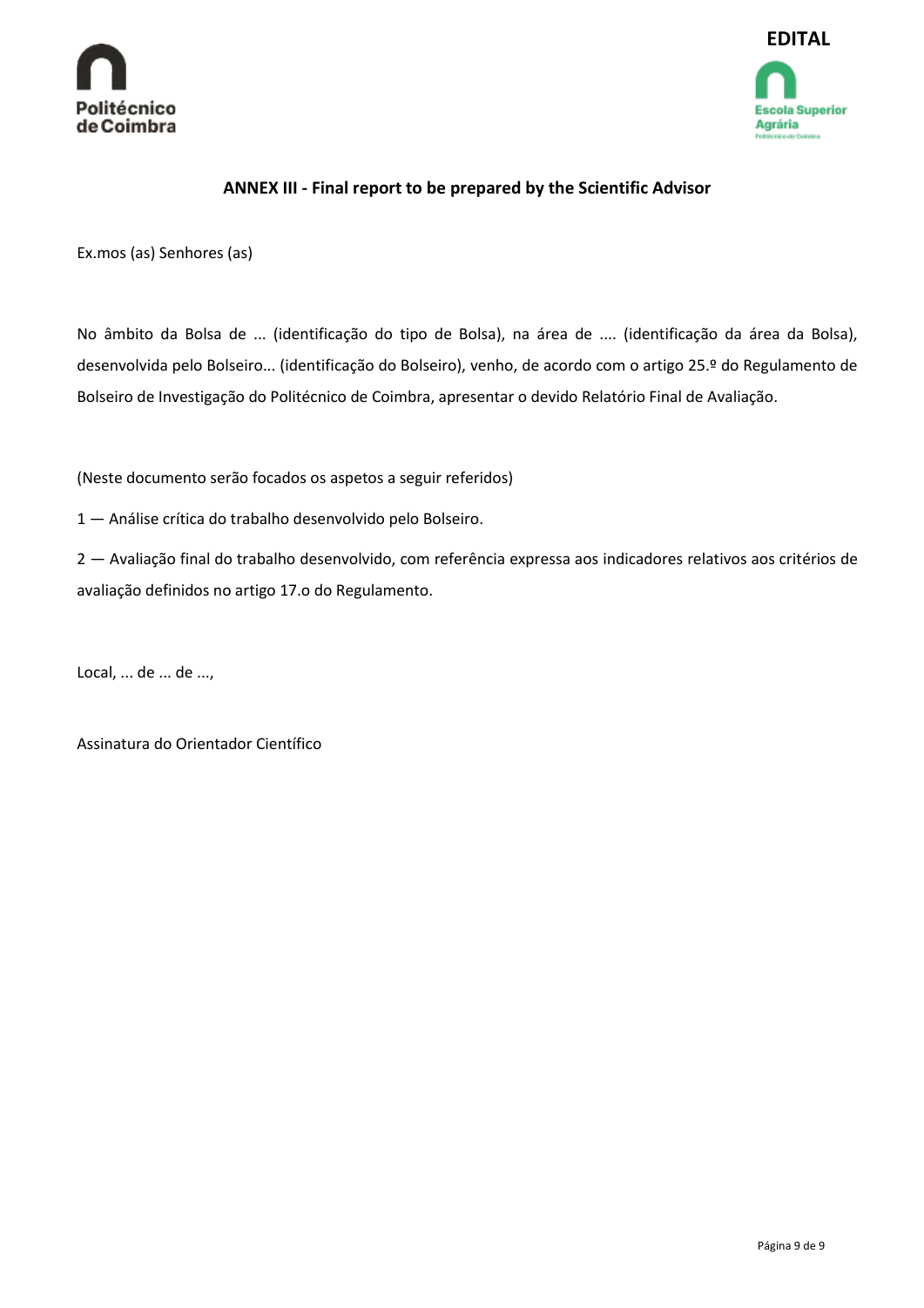EDITAL

## ANNEX III - Final report to be prepared by the Scientific Advisor

Ex.mos (as) Senhores (as)

No âmbito da Bolsa de ... (identificação do tipo de Bolsa), na área de .... (identificação da área da Bolsa), desenvolvida pelo Bolseiro... (identificação do Bolseiro), venho, de acordo com o artigo 25.º do Regulamento de Bolseiro de Investigação do Politécnico de Coimbra, apresentar o devido Relatório Final de Avaliação.

(Neste documento serão focados os aspetos a seguir referidos)

1 — Análise crítica do trabalho desenvolvido pelo Bolseiro.

2 — Avaliação final do trabalho desenvolvido, com referência expressa aos indicadores relativos aos critérios de avaliação definidos no artigo 17.o do Regulamento.

Local, ... de ... de ...,

Assinatura do Orientador Científico